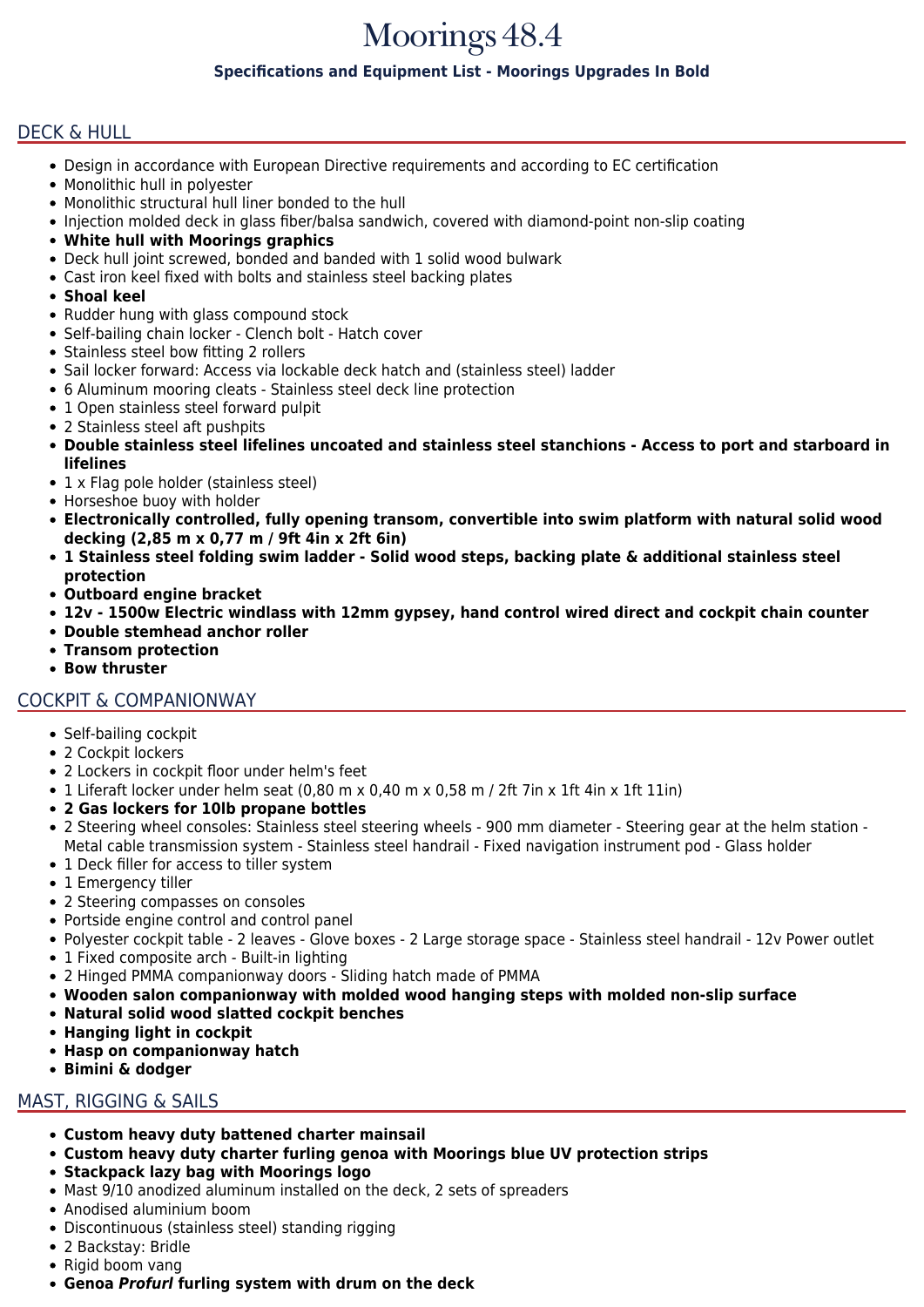# Moorings 48.4

**Specifications and Equipment List - Moorings Upgrades In Bold**

## DECK & HULL

- Design in accordance with European Directive requirements and according to EC certification
- Monolithic hull in polyester
- Monolithic structural hull liner bonded to the hull
- Injection molded deck in glass fiber/balsa sandwich, covered with diamond-point non-slip coating
- **White hull with Moorings graphics**
- Deck hull joint screwed, bonded and banded with 1 solid wood bulwark
- Cast iron keel fixed with bolts and stainless steel backing plates
- **Shoal keel**
- Rudder hung with glass compound stock
- Self-bailing chain locker - Clench bolt - Hatch cover
- Stainless steel bow fitting 2 rollers
- Sail locker forward: Access via lockable deck hatch and (stainless steel) ladder
- 6 Aluminum mooring cleats - Stainless steel deck line protection
- 1 Open stainless steel forward pulpit
- 2 Stainless steel aft pushpits
- **Double stainless steel lifelines uncoated and stainless steel stanchions - Access to port and starboard in lifelines**
- 1 x Flag pole holder (stainless steel)
- Horseshoe buoy with holder
- **Electronically controlled, fully opening transom, convertible into swim platform with natural solid wood decking (2,85 m x 0,77 m / 9ft 4in x 2ft 6in)**
- **1 Stainless steel folding swim ladder - Solid wood steps, backing plate & additional stainless steel protection**
- **Outboard engine bracket**
- **12v - 1500w Electric windlass with 12mm gypsey, hand control wired direct and cockpit chain counter**
- **Double stemhead anchor roller**
- **Transom protection**
- **Bow thruster**

## COCKPIT & COMPANIONWAY

- Self-bailing cockpit
- 2 Cockpit lockers
- 2 Lockers in cockpit floor under helm's feet
- 1 Liferaft locker under helm seat (0,80 m x 0,40 m x 0,58 m / 2ft 7in x 1ft 4in x 1ft 11in)
- **2 Gas lockers for 10lb propane bottles**
- 2 Steering wheel consoles: Stainless steel steering wheels - 900 mm diameter - Steering gear at the helm station - Metal cable transmission system - Stainless steel handrail - Fixed navigation instrument pod - Glass holder
- 1 Deck filler for access to tiller system
- 1 Emergency tiller
- 2 Steering compasses on consoles
- Portside engine control and control panel
- Polyester cockpit table - 2 leaves - Glove boxes - 2 Large storage space - Stainless steel handrail - 12v Power outlet
- 1 Fixed composite arch - Built-in lighting
- 2 Hinged PMMA companionway doors - Sliding hatch made of PMMA
- **Wooden salon companionway with molded wood hanging steps with molded non-slip surface**
- **Natural solid wood slatted cockpit benches**
- **Hanging light in cockpit**
- **Hasp on companionway hatch**
- **Bimini & dodger**

## MAST, RIGGING & SAILS

- **Custom heavy duty battened charter mainsail**
- **Custom heavy duty charter furling genoa with Moorings blue UV protection strips**
- **Stackpack lazy bag with Moorings logo**
- Mast 9/10 anodized aluminum installed on the deck, 2 sets of spreaders
- Anodised aluminium boom
- Discontinuous (stainless steel) standing rigging
- 2 Backstay: Bridle
- Rigid boom vang
- **Genoa *Profurl* furling system with drum on the deck**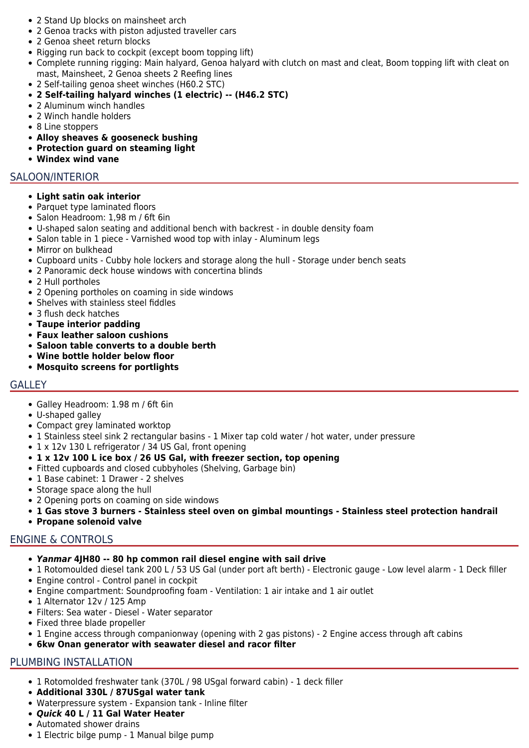- 2 Stand Up blocks on mainsheet arch
- 2 Genoa tracks with piston adjusted traveller cars
- 2 Genoa sheet return blocks
- Rigging run back to cockpit (except boom topping lift)
- Complete running rigging: Main halyard, Genoa halyard with clutch on mast and cleat, Boom topping lift with cleat on mast, Mainsheet, 2 Genoa sheets 2 Reefing lines
- 2 Self-tailing genoa sheet winches (H60.2 STC)
- **2 Self-tailing halyard winches (1 electric) -- (H46.2 STC)**
- 2 Aluminum winch handles
- 2 Winch handle holders
- 8 Line stoppers
- **Alloy sheaves & gooseneck bushing**
- **Protection guard on steaming light**
- **Windex wind vane**

## SALOON/INTERIOR

- **Light satin oak interior**
- Parquet type laminated floors
- Salon Headroom: 1,98 m / 6ft 6in
- U-shaped salon seating and additional bench with backrest - in double density foam
- Salon table in 1 piece - Varnished wood top with inlay - Aluminum legs
- Mirror on bulkhead
- Cupboard units - Cubby hole lockers and storage along the hull - Storage under bench seats
- 2 Panoramic deck house windows with concertina blinds
- 2 Hull portholes
- 2 Opening portholes on coaming in side windows
- Shelves with stainless steel fiddles
- 3 flush deck hatches
- **Taupe interior padding**
- **Faux leather saloon cushions**
- **Saloon table converts to a double berth**
- **Wine bottle holder below floor**
- **Mosquito screens for portlights**

## GALLEY

- Galley Headroom: 1.98 m / 6ft 6in
- U-shaped galley
- Compact grey laminated worktop
- 1 Stainless steel sink 2 rectangular basins - 1 Mixer tap cold water / hot water, under pressure
- 1 x 12v 130 L refrigerator / 34 US Gal, front opening
- **1 x 12v 100 L ice box / 26 US Gal, with freezer section, top opening**
- Fitted cupboards and closed cubbyholes (Shelving, Garbage bin)
- 1 Base cabinet: 1 Drawer - 2 shelves
- Storage space along the hull
- 2 Opening ports on coaming on side windows
- **1 Gas stove 3 burners - Stainless steel oven on gimbal mountings - Stainless steel protection handrail**
- **Propane solenoid valve**

## ENGINE & CONTROLS

- ***Yanmar* 4JH80 -- 80 hp common rail diesel engine with sail drive**
- 1 Rotomoulded diesel tank 200 L / 53 US Gal (under port aft berth) - Electronic gauge - Low level alarm - 1 Deck filler
- Engine control - Control panel in cockpit
- Engine compartment: Soundproofing foam - Ventilation: 1 air intake and 1 air outlet
- 1 Alternator 12v / 125 Amp
- Filters: Sea water - Diesel - Water separator
- Fixed three blade propeller
- 1 Engine access through companionway (opening with 2 gas pistons) - 2 Engine access through aft cabins
- **6kw Onan generator with seawater diesel and racor filter**

## PLUMBING INSTALLATION

- 1 Rotomolded freshwater tank (370L / 98 USgal forward cabin) - 1 deck filler
- **Additional 330L / 87USgal water tank**
- Waterpressure system - Expansion tank - Inline filter
- ***Quick* 40 L / 11 Gal Water Heater**
- Automated shower drains
- 1 Electric bilge pump - 1 Manual bilge pump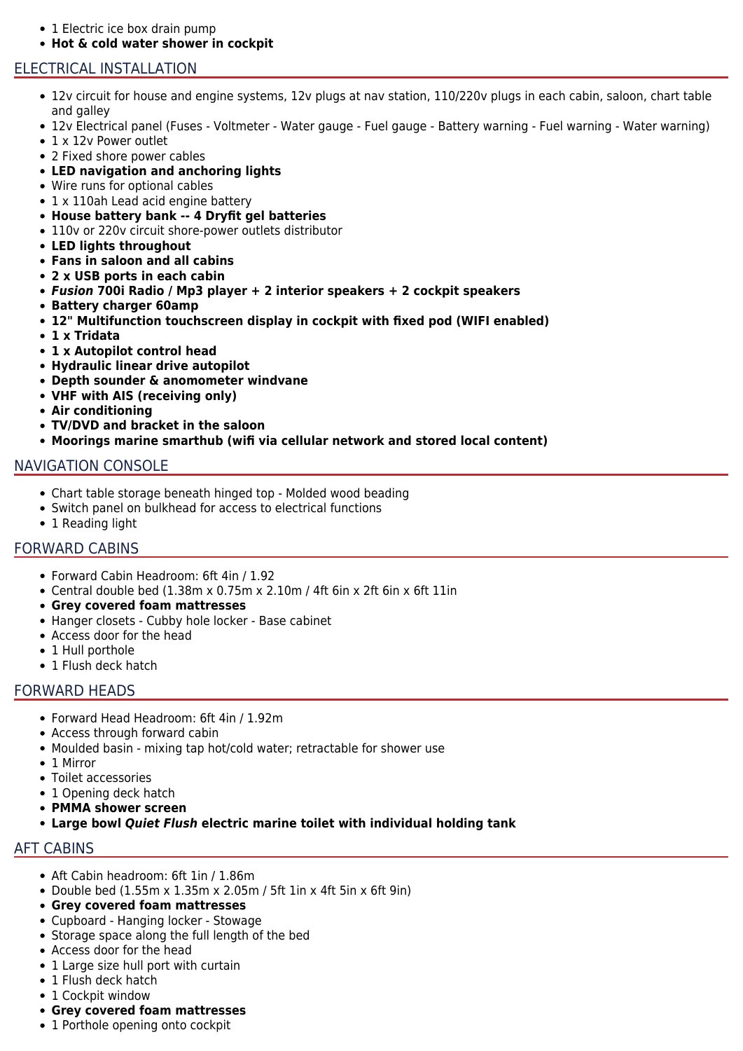- 1 Electric ice box drain pump
- **Hot & cold water shower in cockpit**

## ELECTRICAL INSTALLATION

- 12v circuit for house and engine systems, 12v plugs at nav station, 110/220v plugs in each cabin, saloon, chart table and galley
- 12v Electrical panel (Fuses - Voltmeter - Water gauge - Fuel gauge - Battery warning - Fuel warning - Water warning)
- 1 x 12v Power outlet
- 2 Fixed shore power cables
- **LED navigation and anchoring lights**
- Wire runs for optional cables
- 1 x 110ah Lead acid engine battery
- **House battery bank -- 4 Dryfit gel batteries**
- 110v or 220v circuit shore-power outlets distributor
- **LED lights throughout**
- **Fans in saloon and all cabins**
- **2 x USB ports in each cabin**
- ***Fusion* 700i Radio / Mp3 player + 2 interior speakers + 2 cockpit speakers**
- **Battery charger 60amp**
- **12" Multifunction touchscreen display in cockpit with fixed pod (WIFI enabled)**
- **1 x Tridata**
- **1 x Autopilot control head**
- **Hydraulic linear drive autopilot**
- **Depth sounder & anomometer windvane**
- **VHF with AIS (receiving only)**
- **Air conditioning**
- **TV/DVD and bracket in the saloon**
- **Moorings marine smarthub (wifi via cellular network and stored local content)**

## NAVIGATION CONSOLE

- Chart table storage beneath hinged top - Molded wood beading
- Switch panel on bulkhead for access to electrical functions
- 1 Reading light

## FORWARD CABINS

- Forward Cabin Headroom: 6ft 4in / 1.92
- Central double bed (1.38m x 0.75m x 2.10m / 4ft 6in x 2ft 6in x 6ft 11in
- **Grey covered foam mattresses**
- Hanger closets - Cubby hole locker - Base cabinet
- Access door for the head
- 1 Hull porthole
- 1 Flush deck hatch

## FORWARD HEADS

- Forward Head Headroom: 6ft 4in / 1.92m
- Access through forward cabin
- Moulded basin - mixing tap hot/cold water; retractable for shower use
- 1 Mirror
- Toilet accessories
- 1 Opening deck hatch
- **PMMA shower screen**
- **Large bowl *Quiet Flush* electric marine toilet with individual holding tank**

## AFT CABINS

- Aft Cabin headroom: 6ft 1in / 1.86m
- Double bed (1.55m x 1.35m x 2.05m / 5ft 1in x 4ft 5in x 6ft 9in)
- **Grey covered foam mattresses**
- Cupboard - Hanging locker - Stowage
- Storage space along the full length of the bed
- Access door for the head
- 1 Large size hull port with curtain
- 1 Flush deck hatch
- 1 Cockpit window
- **Grey covered foam mattresses**
- 1 Porthole opening onto cockpit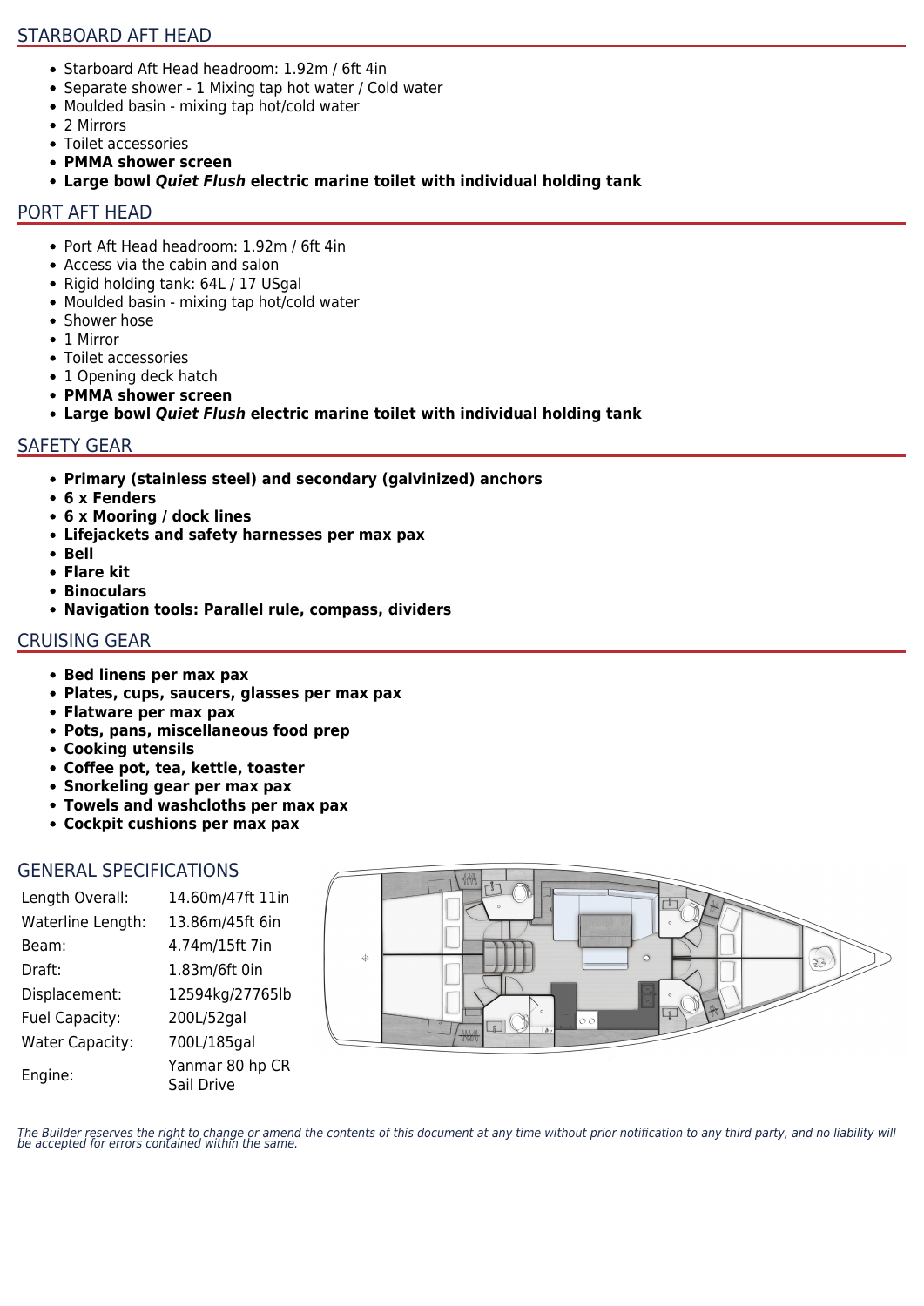## STARBOARD AFT HEAD

- Starboard Aft Head headroom: 1.92m / 6ft 4in
- Separate shower - 1 Mixing tap hot water / Cold water
- Moulded basin - mixing tap hot/cold water
- 2 Mirrors
- Toilet accessories
- **PMMA shower screen**
- **Large bowl *Quiet Flush* electric marine toilet with individual holding tank**

## PORT AFT HEAD

- Port Aft Head headroom: 1.92m / 6ft 4in
- Access via the cabin and salon
- Rigid holding tank: 64L / 17 USgal
- Moulded basin - mixing tap hot/cold water
- Shower hose
- 1 Mirror
- Toilet accessories
- 1 Opening deck hatch
- **PMMA shower screen**
- **Large bowl *Quiet Flush* electric marine toilet with individual holding tank**

## SAFETY GEAR

- **Primary (stainless steel) and secondary (galvinized) anchors**
- **6 x Fenders**
- **6 x Mooring / dock lines**
- **Lifejackets and safety harnesses per max pax**
- **Bell**
- **Flare kit**
- **Binoculars**
- **Navigation tools: Parallel rule, compass, dividers**

## CRUISING GEAR

- **Bed linens per max pax**
- **Plates, cups, saucers, glasses per max pax**
- **Flatware per max pax**
- **Pots, pans, miscellaneous food prep**
- **Cooking utensils**
- **Coffee pot, tea, kettle, toaster**
- **Snorkeling gear per max pax**
- **Towels and washcloths per max pax**
- **Cockpit cushions per max pax**

## GENERAL SPECIFICATIONS

| | |
|---|---|
| Length Overall: | 14.60m/47ft 11in |
| Waterline Length: | 13.86m/45ft 6in |
| Beam: | 4.74m/15ft 7in |
| Draft: | 1.83m/6ft 0in |
| Displacement: | 12594kg/27765lb |
| Fuel Capacity: | 200L/52gal |
| Water Capacity: | 700L/185gal |
| Engine: | Yanmar 80 hp CR Sail Drive |

*The Builder reserves the right to change or amend the contents of this document at any time without prior notification to any third party, and no liability will be accepted for errors contained within the same.*